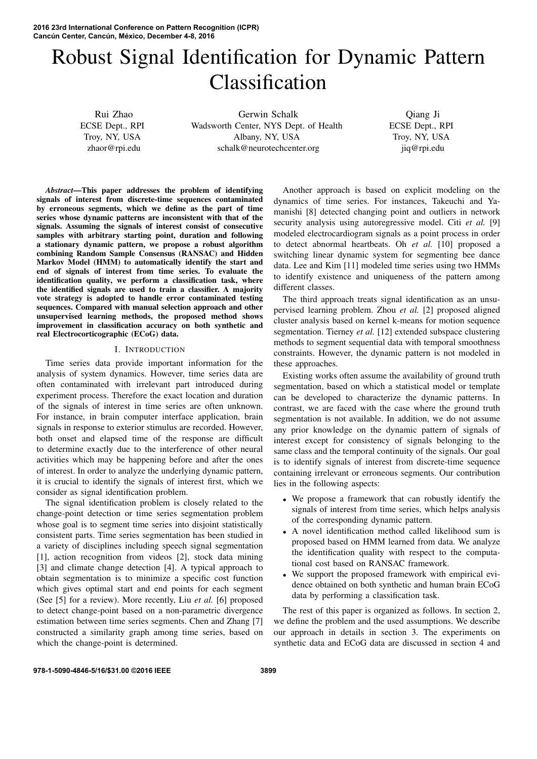# Robust Signal Identification for Dynamic Pattern Classification

Rui Zhao
ECSE Dept., RPI
Troy, NY, USA
zhaor@rpi.edu

Gerwin Schalk
Wadsworth Center, NYS Dept. of Health
Albany, NY, USA
schalk@neurotechcenter.org

Qiang Ji
ECSE Dept., RPI
Troy, NY, USA
jiq@rpi.edu

***Abstract*—This paper addresses the problem of identifying signals of interest from discrete-time sequences contaminated by erroneous segments, which we define as the part of time series whose dynamic patterns are inconsistent with that of the signals. Assuming the signals of interest consist of consecutive samples with arbitrary starting point, duration and following a stationary dynamic pattern, we propose a robust algorithm combining Random Sample Consensus (RANSAC) and Hidden Markov Model (HMM) to automatically identify the start and end of signals of interest from time series. To evaluate the identification quality, we perform a classification task, where the identified signals are used to train a classifier. A majority vote strategy is adopted to handle error contaminated testing sequences. Compared with manual selection approach and other unsupervised learning methods, the proposed method shows improvement in classification accuracy on both synthetic and real Electrocorticographic (ECoG) data.**

## I. Introduction

Time series data provide important information for the analysis of system dynamics. However, time series data are often contaminated with irrelevant part introduced during experiment process. Therefore the exact location and duration of the signals of interest in time series are often unknown. For instance, in brain computer interface application, brain signals in response to exterior stimulus are recorded. However, both onset and elapsed time of the response are difficult to determine exactly due to the interference of other neural activities which may be happening before and after the ones of interest. In order to analyze the underlying dynamic pattern, it is crucial to identify the signals of interest first, which we consider as signal identification problem.

The signal identification problem is closely related to the change-point detection or time series segmentation problem whose goal is to segment time series into disjoint statistically consistent parts. Time series segmentation has been studied in a variety of disciplines including speech signal segmentation [1], action recognition from videos [2], stock data mining [3] and climate change detection [4]. A typical approach to obtain segmentation is to minimize a specific cost function which gives optimal start and end points for each segment (See [5] for a review). More recently, Liu *et al.* [6] proposed to detect change-point based on a non-parametric divergence estimation between time series segments. Chen and Zhang [7] constructed a similarity graph among time series, based on which the change-point is determined.

Another approach is based on explicit modeling on the dynamics of time series. For instances, Takeuchi and Yamanishi [8] detected changing point and outliers in network security analysis using autoregressive model. Citi *et al.* [9] modeled electrocardiogram signals as a point process in order to detect abnormal heartbeats. Oh *et al.* [10] proposed a switching linear dynamic system for segmenting bee dance data. Lee and Kim [11] modeled time series using two HMMs to identify existence and uniqueness of the pattern among different classes.

The third approach treats signal identification as an unsupervised learning problem. Zhou *et al.* [2] proposed aligned cluster analysis based on kernel k-means for motion sequence segmentation. Tierney *et al.* [12] extended subspace clustering methods to segment sequential data with temporal smoothness constraints. However, the dynamic pattern is not modeled in these approaches.

Existing works often assume the availability of ground truth segmentation, based on which a statistical model or template can be developed to characterize the dynamic patterns. In contrast, we are faced with the case where the ground truth segmentation is not available. In addition, we do not assume any prior knowledge on the dynamic pattern of signals of interest except for consistency of signals belonging to the same class and the temporal continuity of the signals. Our goal is to identify signals of interest from discrete-time sequence containing irrelevant or erroneous segments. Our contribution lies in the following aspects:

- We propose a framework that can robustly identify the signals of interest from time series, which helps analysis of the corresponding dynamic pattern.
- A novel identification method called likelihood sum is proposed based on HMM learned from data. We analyze the identification quality with respect to the computational cost based on RANSAC framework.
- We support the proposed framework with empirical evidence obtained on both synthetic and human brain ECoG data by performing a classification task.

The rest of this paper is organized as follows. In section 2, we define the problem and the used assumptions. We describe our approach in details in section 3. The experiments on synthetic data and ECoG data are discussed in section 4 and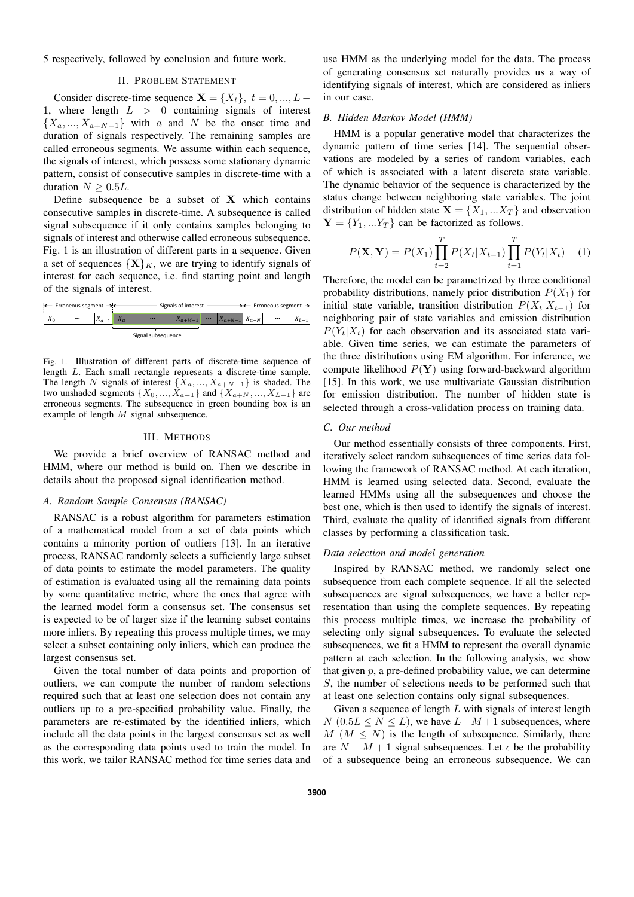5 respectively, followed by conclusion and future work.

## II. Problem Statement

Consider discrete-time sequence $\mathbf{X} = \{X_t\},\ t = 0, ..., L-1$, where length $L > 0$ containing signals of interest $\{X_a, ..., X_{a+N-1}\}$ with $a$ and $N$ be the onset time and duration of signals respectively. The remaining samples are called erroneous segments. We assume within each sequence, the signals of interest, which possess some stationary dynamic pattern, consist of consecutive samples in discrete-time with a duration $N \geq 0.5L$.

Define subsequence be a subset of $\mathbf{X}$ which contains consecutive samples in discrete-time. A subsequence is called signal subsequence if it only contains samples belonging to signals of interest and otherwise called erroneous subsequence. Fig. 1 is an illustration of different parts in a sequence. Given a set of sequences $\{\mathbf{X}\}_K$, we are trying to identify signals of interest for each sequence, i.e. find starting point and length of the signals of interest.

Erroneous segment
Signals of interest
Erroneous segment
$X_0$ ... $X_{a-1}$ $X_a$ ... $X_{a+M-1}$ ... $X_{a+N-1}$ $X_{a+N}$ ... $X_{L-1}$
Signal subsequence

Fig. 1. Illustration of different parts of discrete-time sequence of length $L$. Each small rectangle represents a discrete-time sample. The length $N$ signals of interest $\{X_a, ..., X_{a+N-1}\}$ is shaded. The two unshaded segments $\{X_0, ..., X_{a-1}\}$ and $\{X_{a+N}, ..., X_{L-1}\}$ are erroneous segments. The subsequence in green bounding box is an example of length $M$ signal subsequence.

## III. Methods

We provide a brief overview of RANSAC method and HMM, where our method is build on. Then we describe in details about the proposed signal identification method.

### A. Random Sample Consensus (RANSAC)

RANSAC is a robust algorithm for parameters estimation of a mathematical model from a set of data points which contains a minority portion of outliers [13]. In an iterative process, RANSAC randomly selects a sufficiently large subset of data points to estimate the model parameters. The quality of estimation is evaluated using all the remaining data points by some quantitative metric, where the ones that agree with the learned model form a consensus set. The consensus set is expected to be of larger size if the learning subset contains more inliers. By repeating this process multiple times, we may select a subset containing only inliers, which can produce the largest consensus set.

Given the total number of data points and proportion of outliers, we can compute the number of random selections required such that at least one selection does not contain any outliers up to a pre-specified probability value. Finally, the parameters are re-estimated by the identified inliers, which include all the data points in the largest consensus set as well as the corresponding data points used to train the model. In this work, we tailor RANSAC method for time series data and use HMM as the underlying model for the data. The process of generating consensus set naturally provides us a way of identifying signals of interest, which are considered as inliers in our case.

### B. Hidden Markov Model (HMM)

HMM is a popular generative model that characterizes the dynamic pattern of time series [14]. The sequential observations are modeled by a series of random variables, each of which is associated with a latent discrete state variable. The dynamic behavior of the sequence is characterized by the status change between neighboring state variables. The joint distribution of hidden state $\mathbf{X} = \{X_1, ...X_T\}$ and observation $\mathbf{Y} = \{Y_1, ...Y_T\}$ can be factorized as follows.

$$P(\mathbf{X}, \mathbf{Y}) = P(X_1) \prod_{t=2}^{T} P(X_t|X_{t-1}) \prod_{t=1}^{T} P(Y_t|X_t) \quad (1)$$

Therefore, the model can be parametrized by three conditional probability distributions, namely prior distribution $P(X_1)$ for initial state variable, transition distribution $P(X_t|X_{t-1})$ for neighboring pair of state variables and emission distribution $P(Y_t|X_t)$ for each observation and its associated state variable. Given time series, we can estimate the parameters of the three distributions using EM algorithm. For inference, we compute likelihood $P(\mathbf{Y})$ using forward-backward algorithm [15]. In this work, we use multivariate Gaussian distribution for emission distribution. The number of hidden state is selected through a cross-validation process on training data.

### C. Our method

Our method essentially consists of three components. First, iteratively select random subsequences of time series data following the framework of RANSAC method. At each iteration, HMM is learned using selected data. Second, evaluate the learned HMMs using all the subsequences and choose the best one, which is then used to identify the signals of interest. Third, evaluate the quality of identified signals from different classes by performing a classification task.

#### *Data selection and model generation*

Inspired by RANSAC method, we randomly select one subsequence from each complete sequence. If all the selected subsequences are signal subsequences, we have a better representation than using the complete sequences. By repeating this process multiple times, we increase the probability of selecting only signal subsequences. To evaluate the selected subsequences, we fit a HMM to represent the overall dynamic pattern at each selection. In the following analysis, we show that given $p$, a pre-defined probability value, we can determine $S$, the number of selections needs to be performed such that at least one selection contains only signal subsequences.

Given a sequence of length $L$ with signals of interest length $N$ $(0.5L \leq N \leq L)$, we have $L-M+1$ subsequences, where $M$ $(M \leq N)$ is the length of subsequence. Similarly, there are $N-M+1$ signal subsequences. Let $\epsilon$ be the probability of a subsequence being an erroneous subsequence. We can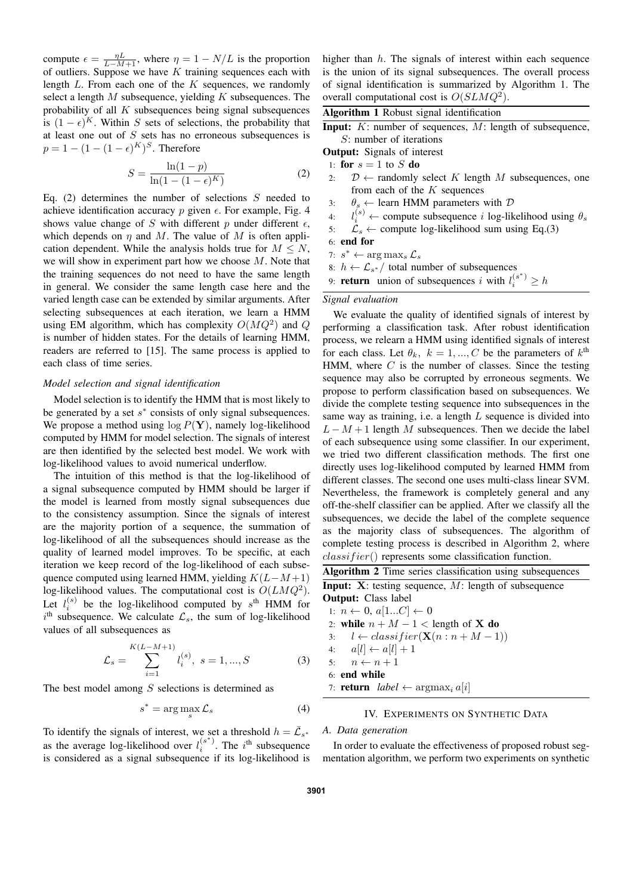compute $\epsilon = \frac{\eta L}{L-M+1}$, where $\eta = 1 - N/L$ is the proportion of outliers. Suppose we have $K$ training sequences each with length $L$. From each one of the $K$ sequences, we randomly select a length $M$ subsequence, yielding $K$ subsequences. The probability of all $K$ subsequences being signal subsequences is $(1-\epsilon)^K$. Within $S$ sets of selections, the probability that at least one out of $S$ sets has no erroneous subsequences is $p = 1 - (1 - (1-\epsilon)^K)^S$. Therefore

$$S = \frac{\ln(1-p)}{\ln(1-(1-\epsilon)^K)} \tag{2}$$

Eq. (2) determines the number of selections $S$ needed to achieve identification accuracy $p$ given $\epsilon$. For example, Fig. 4 shows value change of $S$ with different $p$ under different $\epsilon$, which depends on $\eta$ and $M$. The value of $M$ is often application dependent. While the analysis holds true for $M \leq N$, we will show in experiment part how we choose $M$. Note that the training sequences do not need to have the same length in general. We consider the same length case here and the varied length case can be extended by similar arguments. After selecting subsequences at each iteration, we learn a HMM using EM algorithm, which has complexity $O(MQ^2)$ and $Q$ is number of hidden states. For the details of learning HMM, readers are referred to [15]. The same process is applied to each class of time series.

*Model selection and signal identification*

Model selection is to identify the HMM that is most likely to be generated by a set $s^*$ consists of only signal subsequences. We propose a method using $\log P(\mathbf{Y})$, namely log-likelihood computed by HMM for model selection. The signals of interest are then identified by the selected best model. We work with log-likelihood values to avoid numerical underflow.

The intuition of this method is that the log-likelihood of a signal subsequence computed by HMM should be larger if the model is learned from mostly signal subsequences due to the consistency assumption. Since the signals of interest are the majority portion of a sequence, the summation of log-likelihood of all the subsequences should increase as the quality of learned model improves. To be specific, at each iteration we keep record of the log-likelihood of each subsequence computed using learned HMM, yielding $K(L-M+1)$ log-likelihood values. The computational cost is $O(LMQ^2)$. Let $l_i^{(s)}$ be the log-likelihood computed by $s^{\text{th}}$ HMM for $i^{\text{th}}$ subsequence. We calculate $\mathcal{L}_s$, the sum of log-likelihood values of all subsequences as

$$\mathcal{L}_s = \sum_{i=1}^{K(L-M+1)} l_i^{(s)},\ s = 1, ..., S \tag{3}$$

The best model among $S$ selections is determined as

$$s^* = \arg\max_s \mathcal{L}_s \tag{4}$$

To identify the signals of interest, we set a threshold $h = \bar{\mathcal{L}}_{s^*}$ as the average log-likelihood over $l_i^{(s^*)}$. The $i^{\text{th}}$ subsequence is considered as a signal subsequence if its log-likelihood is higher than $h$. The signals of interest within each sequence is the union of its signal subsequences. The overall process of signal identification is summarized by Algorithm 1. The overall computational cost is $O(SLMQ^2)$.

**Algorithm 1** Robust signal identification

**Input:** $K$: number of sequences, $M$: length of subsequence, $S$: number of iterations
**Output:** Signals of interest

```
1: for s = 1 to S do
2:    D ← randomly select K length M subsequences, one
      from each of the K sequences
3:    θ_s ← learn HMM parameters with D
4:    l_i^(s) ← compute subsequence i log-likelihood using θ_s
5:    L_s ← compute log-likelihood sum using Eq.(3)
6: end for
7: s* ← arg max_s L_s
8: h ← L_{s*} / total number of subsequences
9: return union of subsequences i with l_i^(s*) ≥ h
```

*Signal evaluation*

We evaluate the quality of identified signals of interest by performing a classification task. After robust identification process, we relearn a HMM using identified signals of interest for each class. Let $\theta_k,\ k = 1, ..., C$ be the parameters of $k^{\text{th}}$ HMM, where $C$ is the number of classes. Since the testing sequence may also be corrupted by erroneous segments. We propose to perform classification based on subsequences. We divide the complete testing sequence into subsequences in the same way as training, i.e. a length $L$ sequence is divided into $L - M + 1$ length $M$ subsequences. Then we decide the label of each subsequence using some classifier. In our experiment, we tried two different classification methods. The first one directly uses log-likelihood computed by learned HMM from different classes. The second one uses multi-class linear SVM. Nevertheless, the framework is completely general and any off-the-shelf classifier can be applied. After we classify all the subsequences, we decide the label of the complete sequence as the majority class of subsequences. The algorithm of complete testing process is described in Algorithm 2, where $classifier()$ represents some classification function.

**Algorithm 2** Time series classification using subsequences

**Input:** $\mathbf{X}$: testing sequence, $M$: length of subsequence
**Output:** Class label

```
1: n ← 0, a[1...C] ← 0
2: while n + M − 1 < length of X do
3:    l ← classifier(X(n : n + M − 1))
4:    a[l] ← a[l] + 1
5:    n ← n + 1
6: end while
7: return label ← argmax_i a[i]
```

## IV. Experiments on Synthetic Data

### A. Data generation

In order to evaluate the effectiveness of proposed robust segmentation algorithm, we perform two experiments on synthetic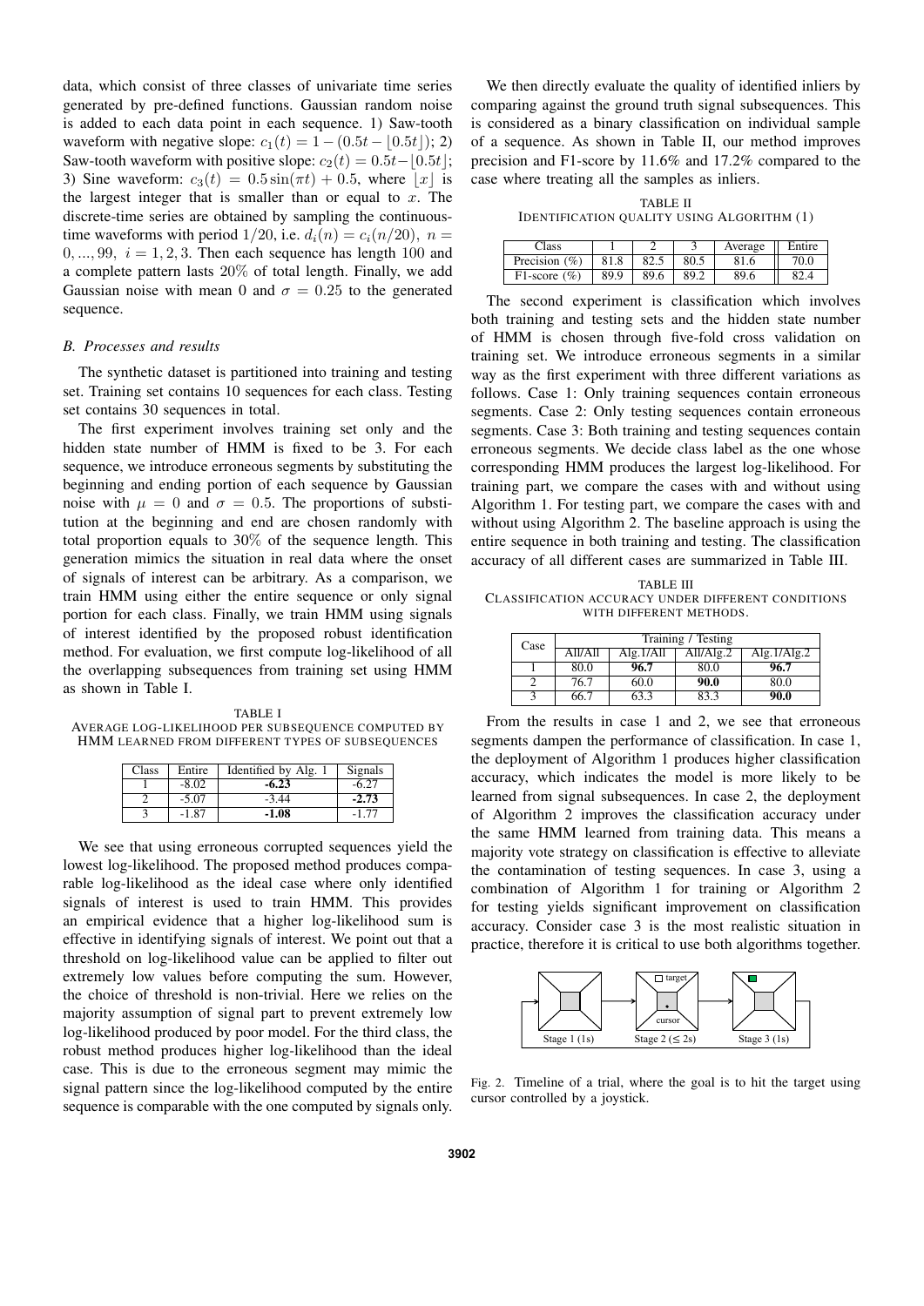data, which consist of three classes of univariate time series generated by pre-defined functions. Gaussian random noise is added to each data point in each sequence. 1) Saw-tooth waveform with negative slope: $c_1(t) = 1 - (0.5t - \lfloor 0.5t \rfloor)$; 2) Saw-tooth waveform with positive slope: $c_2(t) = 0.5t - \lfloor 0.5t \rfloor$; 3) Sine waveform: $c_3(t) = 0.5\sin(\pi t) + 0.5$, where $\lfloor x \rfloor$ is the largest integer that is smaller than or equal to $x$. The discrete-time series are obtained by sampling the continuous-time waveforms with period $1/20$, i.e. $d_i(n) = c_i(n/20),\ n = 0, ..., 99,\ i = 1, 2, 3$. Then each sequence has length $100$ and a complete pattern lasts $20\%$ of total length. Finally, we add Gaussian noise with mean 0 and $\sigma = 0.25$ to the generated sequence.

### *B. Processes and results*

The synthetic dataset is partitioned into training and testing set. Training set contains 10 sequences for each class. Testing set contains 30 sequences in total.

The first experiment involves training set only and the hidden state number of HMM is fixed to be 3. For each sequence, we introduce erroneous segments by substituting the beginning and ending portion of each sequence by Gaussian noise with $\mu = 0$ and $\sigma = 0.5$. The proportions of substitution at the beginning and end are chosen randomly with total proportion equals to $30\%$ of the sequence length. This generation mimics the situation in real data where the onset of signals of interest can be arbitrary. As a comparison, we train HMM using either the entire sequence or only signal portion for each class. Finally, we train HMM using signals of interest identified by the proposed robust identification method. For evaluation, we first compute log-likelihood of all the overlapping subsequences from training set using HMM as shown in Table I.

TABLE I
AVERAGE LOG-LIKELIHOOD PER SUBSEQUENCE COMPUTED BY HMM LEARNED FROM DIFFERENT TYPES OF SUBSEQUENCES

| Class | Entire | Identified by Alg. 1 | Signals |
|---|---|---|---|
| 1 | -8.02 | **-6.23** | -6.27 |
| 2 | -5.07 | -3.44 | **-2.73** |
| 3 | -1.87 | **-1.08** | -1.77 |

We see that using erroneous corrupted sequences yield the lowest log-likelihood. The proposed method produces comparable log-likelihood as the ideal case where only identified signals of interest is used to train HMM. This provides an empirical evidence that a higher log-likelihood sum is effective in identifying signals of interest. We point out that a threshold on log-likelihood value can be applied to filter out extremely low values before computing the sum. However, the choice of threshold is non-trivial. Here we relies on the majority assumption of signal part to prevent extremely low log-likelihood produced by poor model. For the third class, the robust method produces higher log-likelihood than the ideal case. This is due to the erroneous segment may mimic the signal pattern since the log-likelihood computed by the entire sequence is comparable with the one computed by signals only.

We then directly evaluate the quality of identified inliers by comparing against the ground truth signal subsequences. This is considered as a binary classification on individual sample of a sequence. As shown in Table II, our method improves precision and F1-score by 11.6% and 17.2% compared to the case where treating all the samples as inliers.

TABLE II
IDENTIFICATION QUALITY USING ALGORITHM (1)

| Class | 1 | 2 | 3 | Average | Entire |
|---|---|---|---|---|---|
| Precision (%) | 81.8 | 82.5 | 80.5 | 81.6 | 70.0 |
| F1-score (%) | 89.9 | 89.6 | 89.2 | 89.6 | 82.4 |

The second experiment is classification which involves both training and testing sets and the hidden state number of HMM is chosen through five-fold cross validation on training set. We introduce erroneous segments in a similar way as the first experiment with three different variations as follows. Case 1: Only training sequences contain erroneous segments. Case 2: Only testing sequences contain erroneous segments. Case 3: Both training and testing sequences contain erroneous segments. We decide class label as the one whose corresponding HMM produces the largest log-likelihood. For training part, we compare the cases with and without using Algorithm 1. For testing part, we compare the cases with and without using Algorithm 2. The baseline approach is using the entire sequence in both training and testing. The classification accuracy of all different cases are summarized in Table III.

TABLE III
CLASSIFICATION ACCURACY UNDER DIFFERENT CONDITIONS WITH DIFFERENT METHODS.

| Case | Training / Testing | | | |
|---|---|---|---|---|
| | All/All | Alg.1/All | All/Alg.2 | Alg.1/Alg.2 |
| 1 | 80.0 | **96.7** | 80.0 | **96.7** |
| 2 | 76.7 | 60.0 | **90.0** | 80.0 |
| 3 | 66.7 | 63.3 | 83.3 | **90.0** |

From the results in case 1 and 2, we see that erroneous segments dampen the performance of classification. In case 1, the deployment of Algorithm 1 produces higher classification accuracy, which indicates the model is more likely to be learned from signal subsequences. In case 2, the deployment of Algorithm 2 improves the classification accuracy under the same HMM learned from training data. This means a majority vote strategy on classification is effective to alleviate the contamination of testing sequences. In case 3, using a combination of Algorithm 1 for training or Algorithm 2 for testing yields significant improvement on classification accuracy. Consider case 3 is the most realistic situation in practice, therefore it is critical to use both algorithms together.

Stage 1 (1s) — Stage 2 (≤ 2s) — Stage 3 (1s)

Fig. 2. Timeline of a trial, where the goal is to hit the target using cursor controlled by a joystick.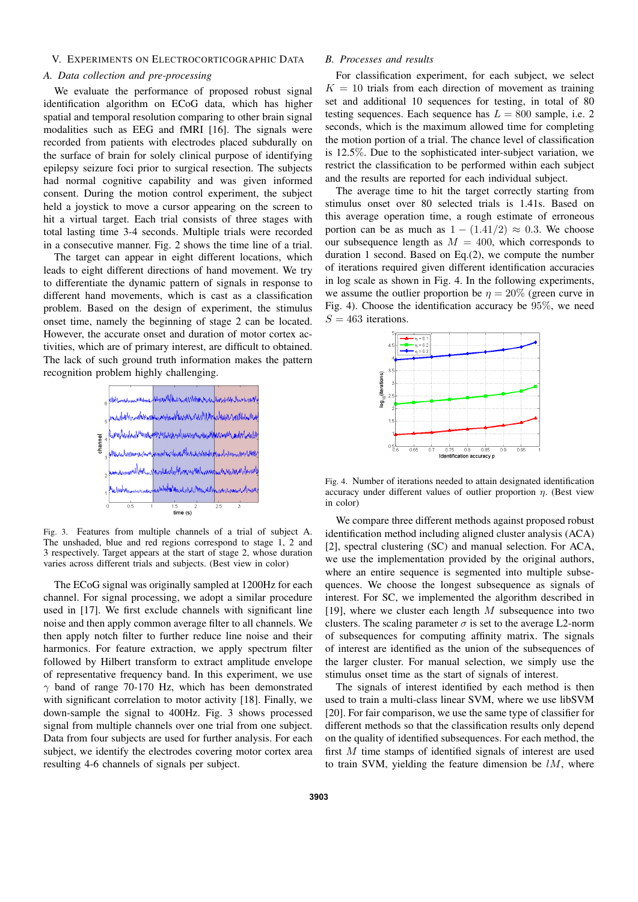## V. Experiments on Electrocorticographic Data

### A. Data collection and pre-processing

We evaluate the performance of proposed robust signal identification algorithm on ECoG data, which has higher spatial and temporal resolution comparing to other brain signal modalities such as EEG and fMRI [16]. The signals were recorded from patients with electrodes placed subdurally on the surface of brain for solely clinical purpose of identifying epilepsy seizure foci prior to surgical resection. The subjects had normal cognitive capability and was given informed consent. During the motion control experiment, the subject held a joystick to move a cursor appearing on the screen to hit a virtual target. Each trial consists of three stages with total lasting time 3-4 seconds. Multiple trials were recorded in a consecutive manner. Fig. 2 shows the time line of a trial.

The target can appear in eight different locations, which leads to eight different directions of hand movement. We try to differentiate the dynamic pattern of signals in response to different hand movements, which is cast as a classification problem. Based on the design of experiment, the stimulus onset time, namely the beginning of stage 2 can be located. However, the accurate onset and duration of motor cortex activities, which are of primary interest, are difficult to obtained. The lack of such ground truth information makes the pattern recognition problem highly challenging.

Fig. 3. Features from multiple channels of a trial of subject A. The unshaded, blue and red regions correspond to stage 1, 2 and 3 respectively. Target appears at the start of stage 2, whose duration varies across different trials and subjects. (Best view in color)

The ECoG signal was originally sampled at 1200Hz for each channel. For signal processing, we adopt a similar procedure used in [17]. We first exclude channels with significant line noise and then apply common average filter to all channels. We then apply notch filter to further reduce line noise and their harmonics. For feature extraction, we apply spectrum filter followed by Hilbert transform to extract amplitude envelope of representative frequency band. In this experiment, we use $\gamma$ band of range 70-170 Hz, which has been demonstrated with significant correlation to motor activity [18]. Finally, we down-sample the signal to 400Hz. Fig. 3 shows processed signal from multiple channels over one trial from one subject. Data from four subjects are used for further analysis. For each subject, we identify the electrodes covering motor cortex area resulting 4-6 channels of signals per subject.

### B. Processes and results

For classification experiment, for each subject, we select $K = 10$ trials from each direction of movement as training set and additional 10 sequences for testing, in total of 80 testing sequences. Each sequence has $L = 800$ sample, i.e. 2 seconds, which is the maximum allowed time for completing the motion portion of a trial. The chance level of classification is 12.5%. Due to the sophisticated inter-subject variation, we restrict the classification to be performed within each subject and the results are reported for each individual subject.

The average time to hit the target correctly starting from stimulus onset over 80 selected trials is 1.41s. Based on this average operation time, a rough estimate of erroneous portion can be as much as $1 - (1.41/2) \approx 0.3$. We choose our subsequence length as $M = 400$, which corresponds to duration 1 second. Based on Eq.(2), we compute the number of iterations required given different identification accuracies in log scale as shown in Fig. 4. In the following experiments, we assume the outlier proportion be $\eta = 20\%$ (green curve in Fig. 4). Choose the identification accuracy be 95%, we need $S = 463$ iterations.

Fig. 4. Number of iterations needed to attain designated identification accuracy under different values of outlier proportion $\eta$. (Best view in color)

We compare three different methods against proposed robust identification method including aligned cluster analysis (ACA) [2], spectral clustering (SC) and manual selection. For ACA, we use the implementation provided by the original authors, where an entire sequence is segmented into multiple subsequences. We choose the longest subsequence as signals of interest. For SC, we implemented the algorithm described in [19], where we cluster each length $M$ subsequence into two clusters. The scaling parameter $\sigma$ is set to the average L2-norm of subsequences for computing affinity matrix. The signals of interest are identified as the union of the subsequences of the larger cluster. For manual selection, we simply use the stimulus onset time as the start of signals of interest.

The signals of interest identified by each method is then used to train a multi-class linear SVM, where we use libSVM [20]. For fair comparison, we use the same type of classifier for different methods so that the classification results only depend on the quality of identified subsequences. For each method, the first $M$ time stamps of identified signals of interest are used to train SVM, yielding the feature dimension be $lM$, where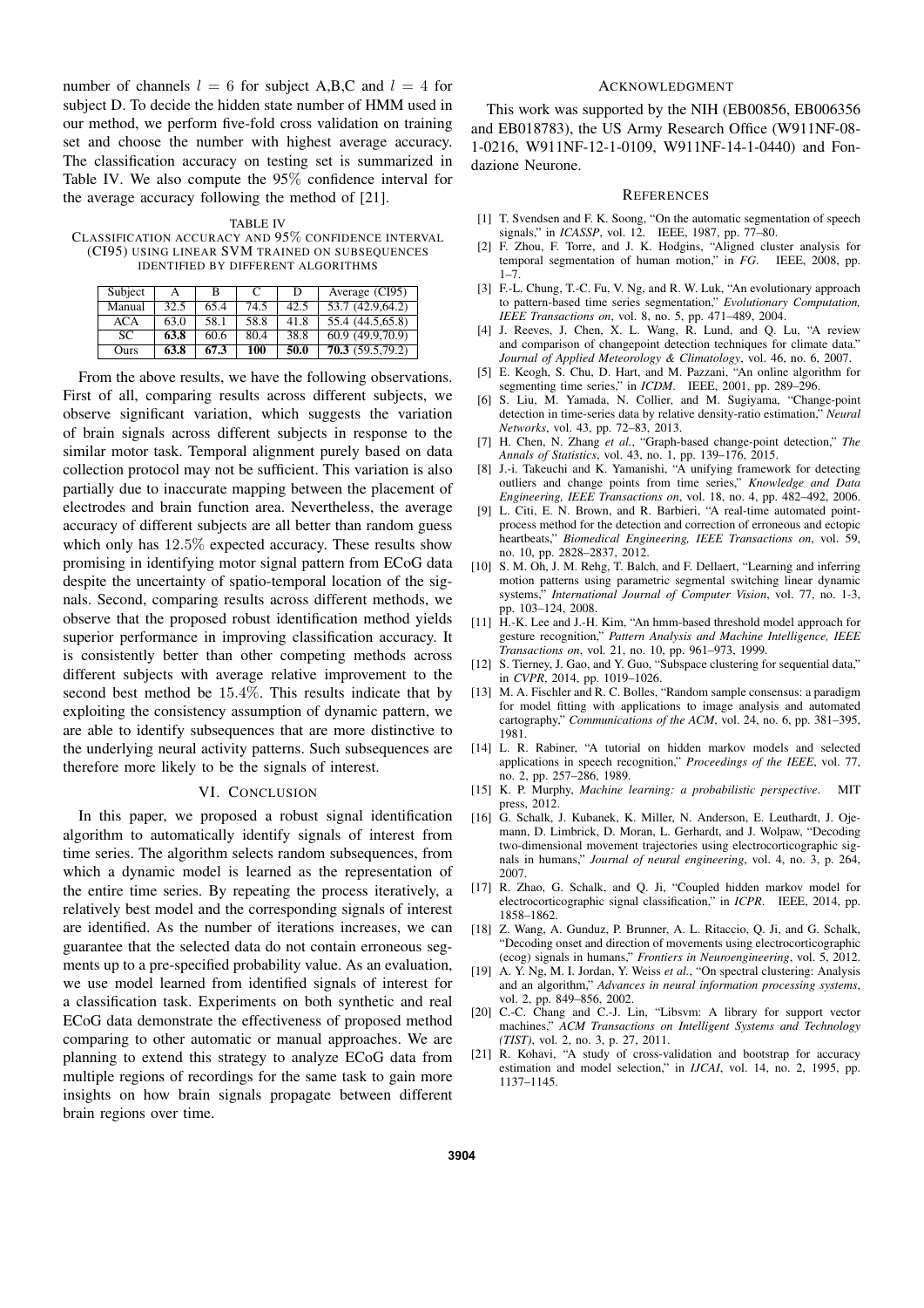number of channels $l = 6$ for subject A,B,C and $l = 4$ for subject D. To decide the hidden state number of HMM used in our method, we perform five-fold cross validation on training set and choose the number with highest average accuracy. The classification accuracy on testing set is summarized in Table IV. We also compute the 95% confidence interval for the average accuracy following the method of [21].

TABLE IV
CLASSIFICATION ACCURACY AND 95% CONFIDENCE INTERVAL (CI95) USING LINEAR SVM TRAINED ON SUBSEQUENCES IDENTIFIED BY DIFFERENT ALGORITHMS

| Subject | A | B | C | D | Average (CI95) |
|---|---|---|---|---|---|
| Manual | 32.5 | 65.4 | 74.5 | 42.5 | 53.7 (42.9,64.2) |
| ACA | 63.0 | 58.1 | 58.8 | 41.8 | 55.4 (44.5,65.8) |
| SC | **63.8** | 60.6 | 80.4 | 38.8 | 60.9 (49.9,70.9) |
| Ours | **63.8** | **67.3** | **100** | **50.0** | **70.3** (59.5,79.2) |

From the above results, we have the following observations. First of all, comparing results across different subjects, we observe significant variation, which suggests the variation of brain signals across different subjects in response to the similar motor task. Temporal alignment purely based on data collection protocol may not be sufficient. This variation is also partially due to inaccurate mapping between the placement of electrodes and brain function area. Nevertheless, the average accuracy of different subjects are all better than random guess which only has 12.5% expected accuracy. These results show promising in identifying motor signal pattern from ECoG data despite the uncertainty of spatio-temporal location of the signals. Second, comparing results across different methods, we observe that the proposed robust identification method yields superior performance in improving classification accuracy. It is consistently better than other competing methods across different subjects with average relative improvement to the second best method be 15.4%. This results indicate that by exploiting the consistency assumption of dynamic pattern, we are able to identify subsequences that are more distinctive to the underlying neural activity patterns. Such subsequences are therefore more likely to be the signals of interest.

## VI. CONCLUSION

In this paper, we proposed a robust signal identification algorithm to automatically identify signals of interest from time series. The algorithm selects random subsequences, from which a dynamic model is learned as the representation of the entire time series. By repeating the process iteratively, a relatively best model and the corresponding signals of interest are identified. As the number of iterations increases, we can guarantee that the selected data do not contain erroneous segments up to a pre-specified probability value. As an evaluation, we use model learned from identified signals of interest for a classification task. Experiments on both synthetic and real ECoG data demonstrate the effectiveness of proposed method comparing to other automatic or manual approaches. We are planning to extend this strategy to analyze ECoG data from multiple regions of recordings for the same task to gain more insights on how brain signals propagate between different brain regions over time.

## ACKNOWLEDGMENT

This work was supported by the NIH (EB00856, EB006356 and EB018783), the US Army Research Office (W911NF-08-1-0216, W911NF-12-1-0109, W911NF-14-1-0440) and Fondazione Neurone.

## REFERENCES

[1] T. Svendsen and F. K. Soong, "On the automatic segmentation of speech signals," in *ICASSP*, vol. 12. IEEE, 1987, pp. 77–80.

[2] F. Zhou, F. Torre, and J. K. Hodgins, "Aligned cluster analysis for temporal segmentation of human motion," in *FG*. IEEE, 2008, pp. 1–7.

[3] F.-L. Chung, T.-C. Fu, V. Ng, and R. W. Luk, "An evolutionary approach to pattern-based time series segmentation," *Evolutionary Computation, IEEE Transactions on*, vol. 8, no. 5, pp. 471–489, 2004.

[4] J. Reeves, J. Chen, X. L. Wang, R. Lund, and Q. Lu, "A review and comparison of changepoint detection techniques for climate data." *Journal of Applied Meteorology & Climatology*, vol. 46, no. 6, 2007.

[5] E. Keogh, S. Chu, D. Hart, and M. Pazzani, "An online algorithm for segmenting time series," in *ICDM*. IEEE, 2001, pp. 289–296.

[6] S. Liu, M. Yamada, N. Collier, and M. Sugiyama, "Change-point detection in time-series data by relative density-ratio estimation," *Neural Networks*, vol. 43, pp. 72–83, 2013.

[7] H. Chen, N. Zhang *et al.*, "Graph-based change-point detection," *The Annals of Statistics*, vol. 43, no. 1, pp. 139–176, 2015.

[8] J.-i. Takeuchi and K. Yamanishi, "A unifying framework for detecting outliers and change points from time series," *Knowledge and Data Engineering, IEEE Transactions on*, vol. 18, no. 4, pp. 482–492, 2006.

[9] L. Citi, E. N. Brown, and R. Barbieri, "A real-time automated point-process method for the detection and correction of erroneous and ectopic heartbeats," *Biomedical Engineering, IEEE Transactions on*, vol. 59, no. 10, pp. 2828–2837, 2012.

[10] S. M. Oh, J. M. Rehg, T. Balch, and F. Dellaert, "Learning and inferring motion patterns using parametric segmental switching linear dynamic systems," *International Journal of Computer Vision*, vol. 77, no. 1-3, pp. 103–124, 2008.

[11] H.-K. Lee and J.-H. Kim, "An hmm-based threshold model approach for gesture recognition," *Pattern Analysis and Machine Intelligence, IEEE Transactions on*, vol. 21, no. 10, pp. 961–973, 1999.

[12] S. Tierney, J. Gao, and Y. Guo, "Subspace clustering for sequential data," in *CVPR*, 2014, pp. 1019–1026.

[13] M. A. Fischler and R. C. Bolles, "Random sample consensus: a paradigm for model fitting with applications to image analysis and automated cartography," *Communications of the ACM*, vol. 24, no. 6, pp. 381–395, 1981.

[14] L. R. Rabiner, "A tutorial on hidden markov models and selected applications in speech recognition," *Proceedings of the IEEE*, vol. 77, no. 2, pp. 257–286, 1989.

[15] K. P. Murphy, *Machine learning: a probabilistic perspective*. MIT press, 2012.

[16] G. Schalk, J. Kubanek, K. Miller, N. Anderson, E. Leuthardt, J. Ojemann, D. Limbrick, D. Moran, L. Gerhardt, and J. Wolpaw, "Decoding two-dimensional movement trajectories using electrocorticographic signals in humans," *Journal of neural engineering*, vol. 4, no. 3, p. 264, 2007.

[17] R. Zhao, G. Schalk, and Q. Ji, "Coupled hidden markov model for electrocorticographic signal classification," in *ICPR*. IEEE, 2014, pp. 1858–1862.

[18] Z. Wang, A. Gunduz, P. Brunner, A. L. Ritaccio, Q. Ji, and G. Schalk, "Decoding onset and direction of movements using electrocorticographic (ecog) signals in humans," *Frontiers in Neuroengineering*, vol. 5, 2012.

[19] A. Y. Ng, M. I. Jordan, Y. Weiss *et al.*, "On spectral clustering: Analysis and an algorithm," *Advances in neural information processing systems*, vol. 2, pp. 849–856, 2002.

[20] C.-C. Chang and C.-J. Lin, "Libsvm: A library for support vector machines," *ACM Transactions on Intelligent Systems and Technology (TIST)*, vol. 2, no. 3, p. 27, 2011.

[21] R. Kohavi, "A study of cross-validation and bootstrap for accuracy estimation and model selection," in *IJCAI*, vol. 14, no. 2, 1995, pp. 1137–1145.